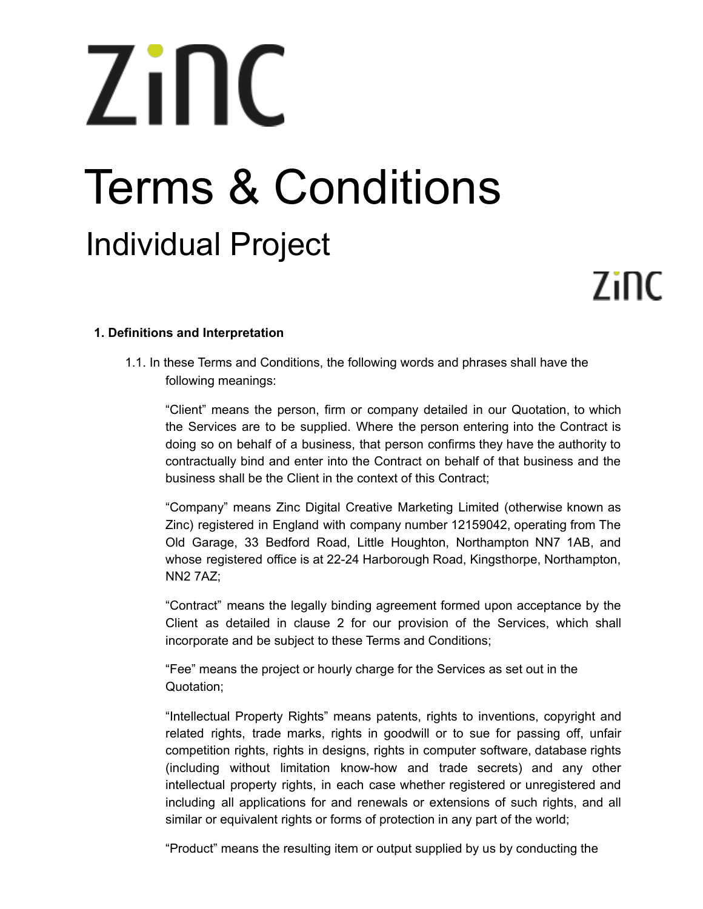# Terms & Conditions

## Individual Project

### 1. Definitions and Interpretation

1.1. In these Terms and Conditions, the following words and phrases shall have the following meanings:

"Client" means the person, firm or company detailed in our Quotation, to which the Services are to be supplied. Where the person entering into the Contract is doing so on behalf of a business, that person confirms they have the authority to contractually bind and enter into the Contract on behalf of that business and the business shall be the Client in the context of this Contract;

"Company" means Zinc Digital Creative Marketing Limited (otherwise known as Zinc) registered in England with company number 12159042, operating from The Old Garage, 33 Bedford Road, Little Houghton, Northampton NN7 1AB, and whose registered office is at 22-24 Harborough Road, Kingsthorpe, Northampton, NN2 7AZ;

"Contract" means the legally binding agreement formed upon acceptance by the Client as detailed in clause 2 for our provision of the Services, which shall incorporate and be subject to these Terms and Conditions;

"Fee" means the project or hourly charge for the Services as set out in the Quotation;

"Intellectual Property Rights" means patents, rights to inventions, copyright and related rights, trade marks, rights in goodwill or to sue for passing off, unfair competition rights, rights in designs, rights in computer software, database rights (including without limitation know-how and trade secrets) and any other intellectual property rights, in each case whether registered or unregistered and including all applications for and renewals or extensions of such rights, and all similar or equivalent rights or forms of protection in any part of the world;

"Product" means the resulting item or output supplied by us by conducting the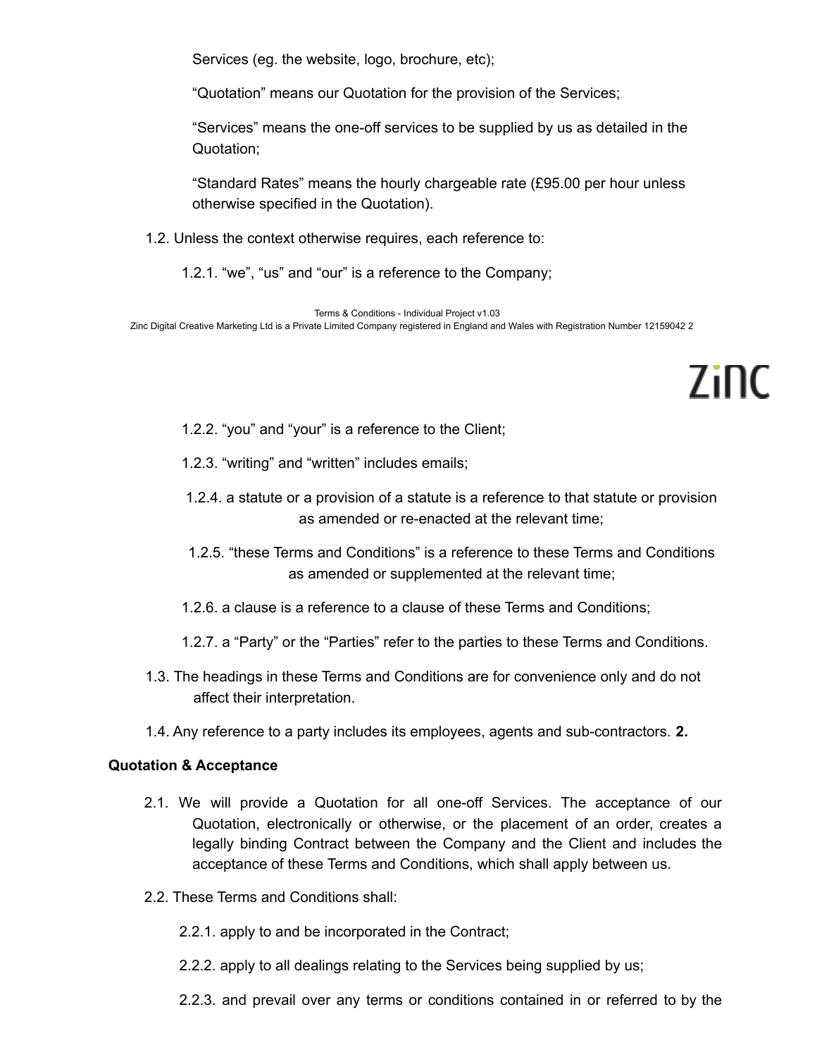Services (eg. the website, logo, brochure, etc);

"Quotation" means our Quotation for the provision of the Services;

"Services" means the one-off services to be supplied by us as detailed in the Quotation;

"Standard Rates" means the hourly chargeable rate (£95.00 per hour unless otherwise specified in the Quotation).

1.2. Unless the context otherwise requires, each reference to:

1.2.1. "we", "us" and "our" is a reference to the Company;

1.2.2. "you" and "your" is a reference to the Client;

1.2.3. "writing" and "written" includes emails;

1.2.4. a statute or a provision of a statute is a reference to that statute or provision as amended or re-enacted at the relevant time;

1.2.5. "these Terms and Conditions" is a reference to these Terms and Conditions as amended or supplemented at the relevant time;

1.2.6. a clause is a reference to a clause of these Terms and Conditions;

1.2.7. a "Party" or the "Parties" refer to the parties to these Terms and Conditions.

1.3. The headings in these Terms and Conditions are for convenience only and do not affect their interpretation.

1.4. Any reference to a party includes its employees, agents and sub-contractors.

**2. Quotation & Acceptance**

2.1. We will provide a Quotation for all one-off Services. The acceptance of our Quotation, electronically or otherwise, or the placement of an order, creates a legally binding Contract between the Company and the Client and includes the acceptance of these Terms and Conditions, which shall apply between us.

2.2. These Terms and Conditions shall:

2.2.1. apply to and be incorporated in the Contract;

2.2.2. apply to all dealings relating to the Services being supplied by us;

2.2.3. and prevail over any terms or conditions contained in or referred to by the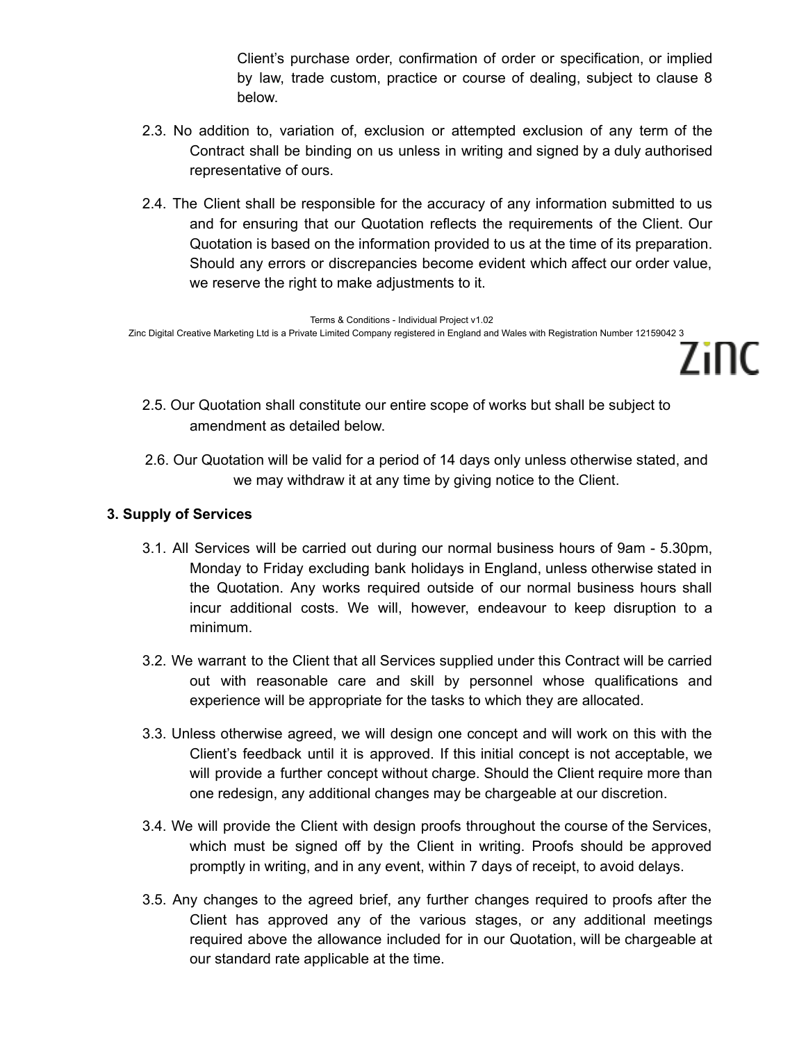Client's purchase order, confirmation of order or specification, or implied by law, trade custom, practice or course of dealing, subject to clause 8 below.

2.3. No addition to, variation of, exclusion or attempted exclusion of any term of the Contract shall be binding on us unless in writing and signed by a duly authorised representative of ours.

2.4. The Client shall be responsible for the accuracy of any information submitted to us and for ensuring that our Quotation reflects the requirements of the Client. Our Quotation is based on the information provided to us at the time of its preparation. Should any errors or discrepancies become evident which affect our order value, we reserve the right to make adjustments to it.

2.5. Our Quotation shall constitute our entire scope of works but shall be subject to amendment as detailed below.

2.6. Our Quotation will be valid for a period of 14 days only unless otherwise stated, and we may withdraw it at any time by giving notice to the Client.

**3. Supply of Services**

3.1. All Services will be carried out during our normal business hours of 9am - 5.30pm, Monday to Friday excluding bank holidays in England, unless otherwise stated in the Quotation. Any works required outside of our normal business hours shall incur additional costs. We will, however, endeavour to keep disruption to a minimum.

3.2. We warrant to the Client that all Services supplied under this Contract will be carried out with reasonable care and skill by personnel whose qualifications and experience will be appropriate for the tasks to which they are allocated.

3.3. Unless otherwise agreed, we will design one concept and will work on this with the Client's feedback until it is approved. If this initial concept is not acceptable, we will provide a further concept without charge. Should the Client require more than one redesign, any additional changes may be chargeable at our discretion.

3.4. We will provide the Client with design proofs throughout the course of the Services, which must be signed off by the Client in writing. Proofs should be approved promptly in writing, and in any event, within 7 days of receipt, to avoid delays.

3.5. Any changes to the agreed brief, any further changes required to proofs after the Client has approved any of the various stages, or any additional meetings required above the allowance included for in our Quotation, will be chargeable at our standard rate applicable at the time.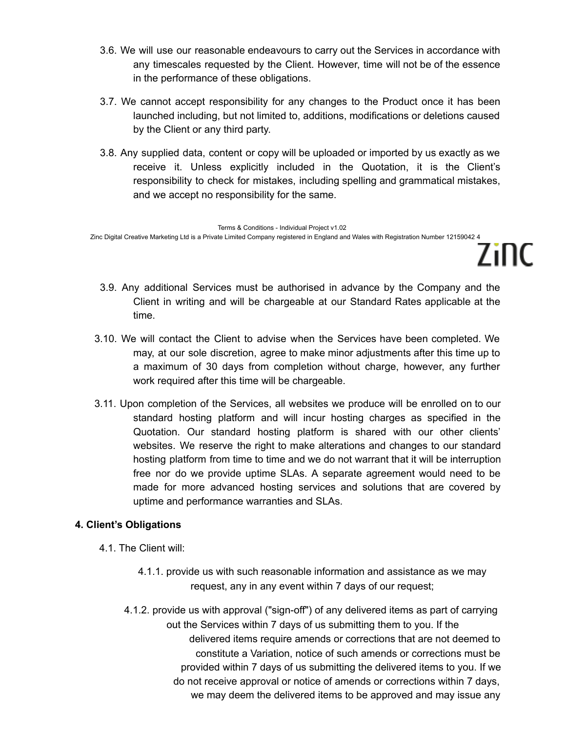3.6. We will use our reasonable endeavours to carry out the Services in accordance with any timescales requested by the Client. However, time will not be of the essence in the performance of these obligations.

3.7. We cannot accept responsibility for any changes to the Product once it has been launched including, but not limited to, additions, modifications or deletions caused by the Client or any third party.

3.8. Any supplied data, content or copy will be uploaded or imported by us exactly as we receive it. Unless explicitly included in the Quotation, it is the Client's responsibility to check for mistakes, including spelling and grammatical mistakes, and we accept no responsibility for the same.

3.9. Any additional Services must be authorised in advance by the Company and the Client in writing and will be chargeable at our Standard Rates applicable at the time.

3.10. We will contact the Client to advise when the Services have been completed. We may, at our sole discretion, agree to make minor adjustments after this time up to a maximum of 30 days from completion without charge, however, any further work required after this time will be chargeable.

3.11. Upon completion of the Services, all websites we produce will be enrolled on to our standard hosting platform and will incur hosting charges as specified in the Quotation. Our standard hosting platform is shared with our other clients' websites. We reserve the right to make alterations and changes to our standard hosting platform from time to time and we do not warrant that it will be interruption free nor do we provide uptime SLAs. A separate agreement would need to be made for more advanced hosting services and solutions that are covered by uptime and performance warranties and SLAs.

**4. Client's Obligations**

4.1. The Client will:

4.1.1. provide us with such reasonable information and assistance as we may request, any in any event within 7 days of our request;

4.1.2. provide us with approval ("sign-off") of any delivered items as part of carrying out the Services within 7 days of us submitting them to you. If the delivered items require amends or corrections that are not deemed to constitute a Variation, notice of such amends or corrections must be provided within 7 days of us submitting the delivered items to you. If we do not receive approval or notice of amends or corrections within 7 days, we may deem the delivered items to be approved and may issue any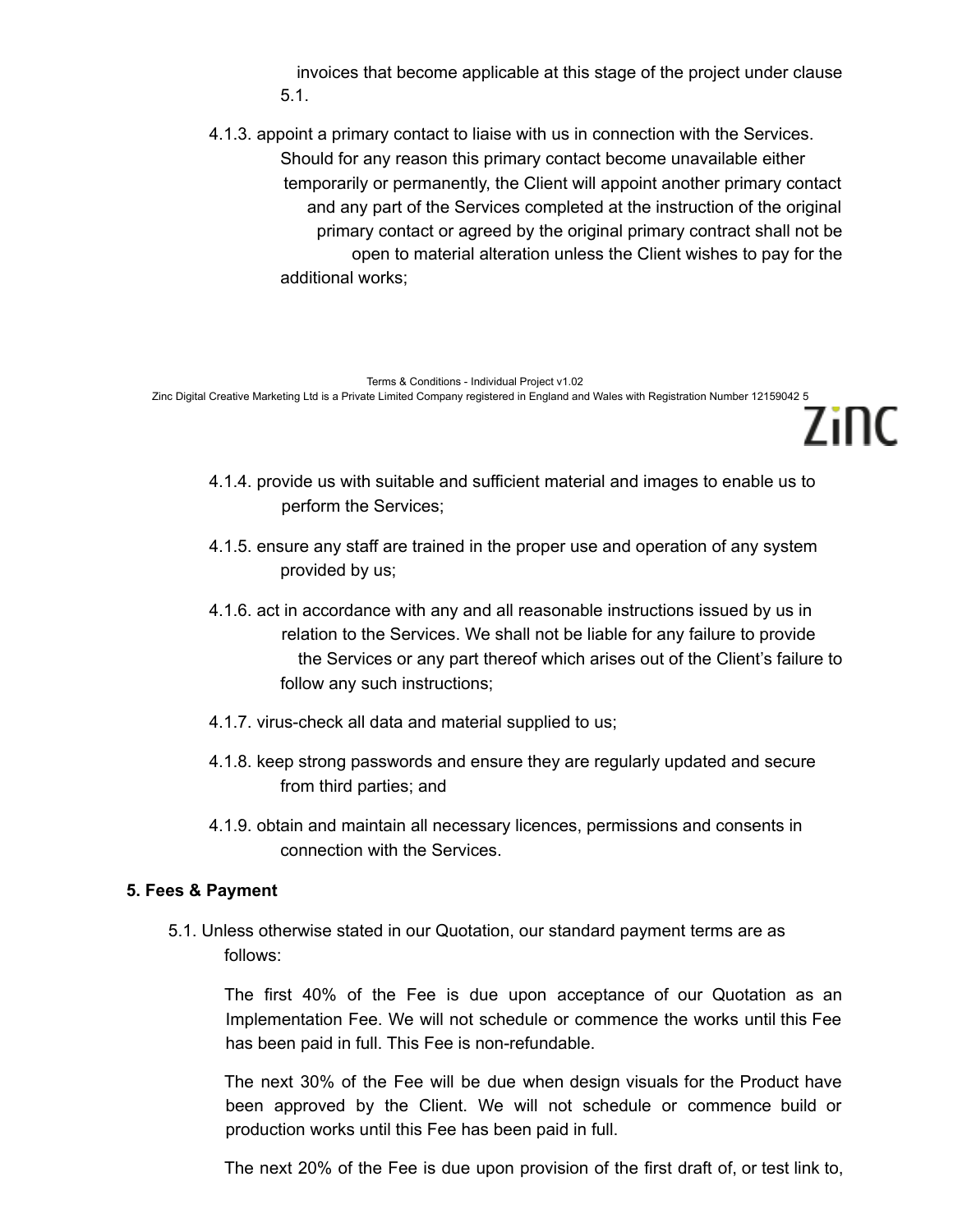invoices that become applicable at this stage of the project under clause 5.1.

4.1.3. appoint a primary contact to liaise with us in connection with the Services. Should for any reason this primary contact become unavailable either temporarily or permanently, the Client will appoint another primary contact and any part of the Services completed at the instruction of the original primary contact or agreed by the original primary contract shall not be open to material alteration unless the Client wishes to pay for the additional works;

4.1.4. provide us with suitable and sufficient material and images to enable us to perform the Services;

4.1.5. ensure any staff are trained in the proper use and operation of any system provided by us;

4.1.6. act in accordance with any and all reasonable instructions issued by us in relation to the Services. We shall not be liable for any failure to provide the Services or any part thereof which arises out of the Client's failure to follow any such instructions;

4.1.7. virus-check all data and material supplied to us;

4.1.8. keep strong passwords and ensure they are regularly updated and secure from third parties; and

4.1.9. obtain and maintain all necessary licences, permissions and consents in connection with the Services.

**5. Fees & Payment**

5.1. Unless otherwise stated in our Quotation, our standard payment terms are as follows:

The first 40% of the Fee is due upon acceptance of our Quotation as an Implementation Fee. We will not schedule or commence the works until this Fee has been paid in full. This Fee is non-refundable.

The next 30% of the Fee will be due when design visuals for the Product have been approved by the Client. We will not schedule or commence build or production works until this Fee has been paid in full.

The next 20% of the Fee is due upon provision of the first draft of, or test link to,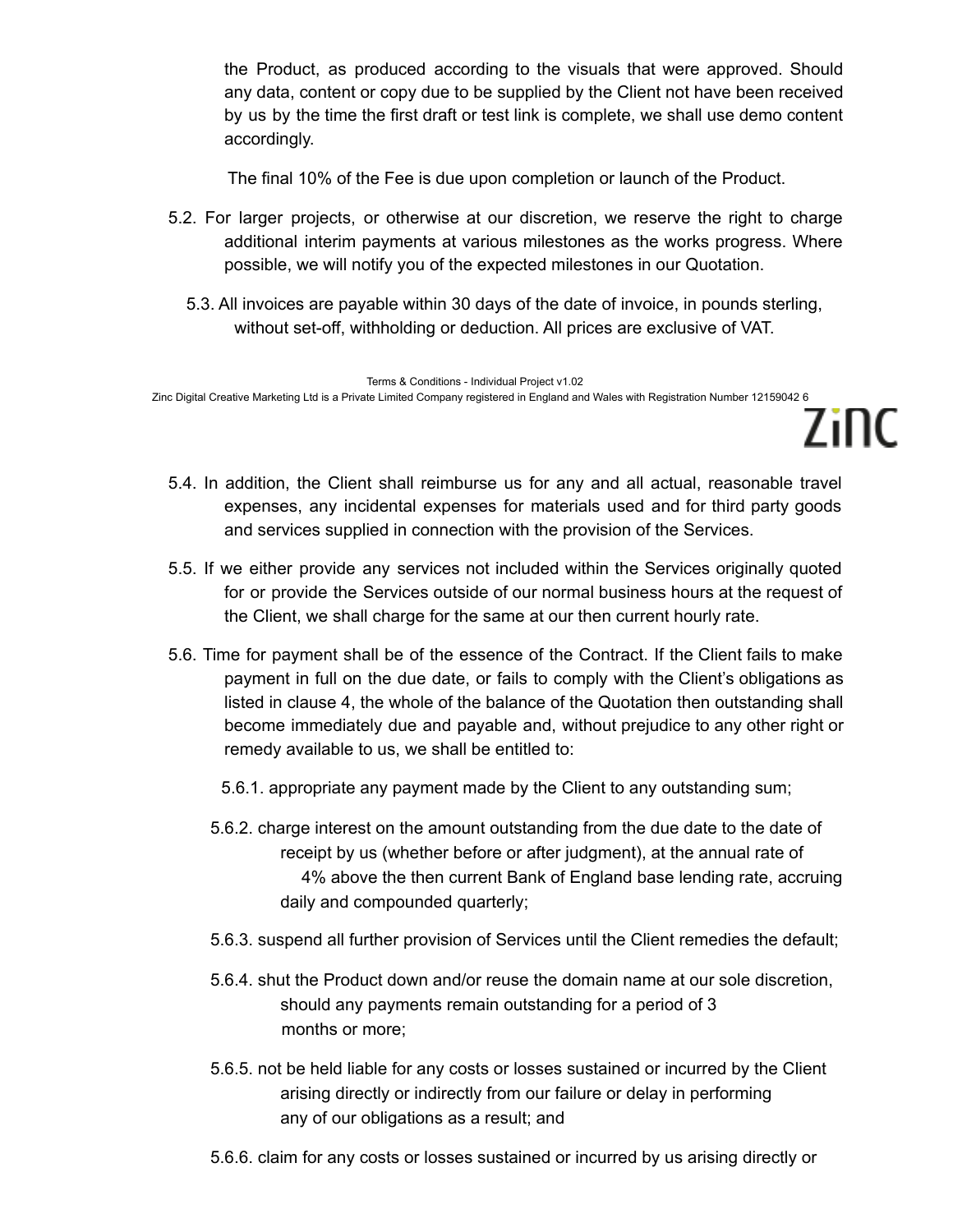the Product, as produced according to the visuals that were approved. Should any data, content or copy due to be supplied by the Client not have been received by us by the time the first draft or test link is complete, we shall use demo content accordingly.

The final 10% of the Fee is due upon completion or launch of the Product.

5.2. For larger projects, or otherwise at our discretion, we reserve the right to charge additional interim payments at various milestones as the works progress. Where possible, we will notify you of the expected milestones in our Quotation.

5.3. All invoices are payable within 30 days of the date of invoice, in pounds sterling, without set-off, withholding or deduction. All prices are exclusive of VAT.

5.4. In addition, the Client shall reimburse us for any and all actual, reasonable travel expenses, any incidental expenses for materials used and for third party goods and services supplied in connection with the provision of the Services.

5.5. If we either provide any services not included within the Services originally quoted for or provide the Services outside of our normal business hours at the request of the Client, we shall charge for the same at our then current hourly rate.

5.6. Time for payment shall be of the essence of the Contract. If the Client fails to make payment in full on the due date, or fails to comply with the Client's obligations as listed in clause 4, the whole of the balance of the Quotation then outstanding shall become immediately due and payable and, without prejudice to any other right or remedy available to us, we shall be entitled to:

5.6.1. appropriate any payment made by the Client to any outstanding sum;

5.6.2. charge interest on the amount outstanding from the due date to the date of receipt by us (whether before or after judgment), at the annual rate of 4% above the then current Bank of England base lending rate, accruing daily and compounded quarterly;

5.6.3. suspend all further provision of Services until the Client remedies the default;

5.6.4. shut the Product down and/or reuse the domain name at our sole discretion, should any payments remain outstanding for a period of 3 months or more;

5.6.5. not be held liable for any costs or losses sustained or incurred by the Client arising directly or indirectly from our failure or delay in performing any of our obligations as a result; and

5.6.6. claim for any costs or losses sustained or incurred by us arising directly or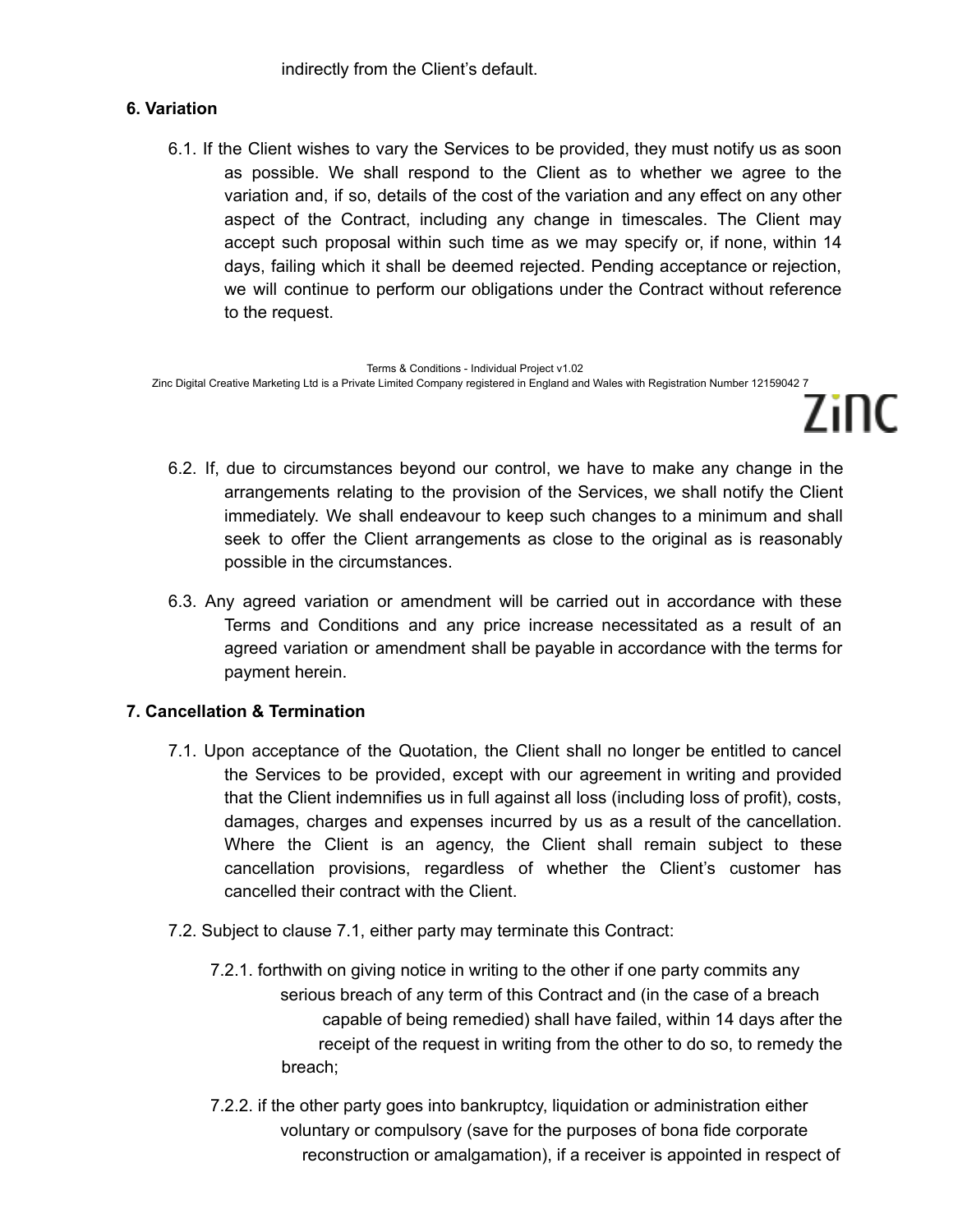indirectly from the Client's default.

## 6. Variation

6.1. If the Client wishes to vary the Services to be provided, they must notify us as soon as possible. We shall respond to the Client as to whether we agree to the variation and, if so, details of the cost of the variation and any effect on any other aspect of the Contract, including any change in timescales. The Client may accept such proposal within such time as we may specify or, if none, within 14 days, failing which it shall be deemed rejected. Pending acceptance or rejection, we will continue to perform our obligations under the Contract without reference to the request.

6.2. If, due to circumstances beyond our control, we have to make any change in the arrangements relating to the provision of the Services, we shall notify the Client immediately. We shall endeavour to keep such changes to a minimum and shall seek to offer the Client arrangements as close to the original as is reasonably possible in the circumstances.

6.3. Any agreed variation or amendment will be carried out in accordance with these Terms and Conditions and any price increase necessitated as a result of an agreed variation or amendment shall be payable in accordance with the terms for payment herein.

## 7. Cancellation & Termination

7.1. Upon acceptance of the Quotation, the Client shall no longer be entitled to cancel the Services to be provided, except with our agreement in writing and provided that the Client indemnifies us in full against all loss (including loss of profit), costs, damages, charges and expenses incurred by us as a result of the cancellation. Where the Client is an agency, the Client shall remain subject to these cancellation provisions, regardless of whether the Client's customer has cancelled their contract with the Client.

7.2. Subject to clause 7.1, either party may terminate this Contract:

7.2.1. forthwith on giving notice in writing to the other if one party commits any serious breach of any term of this Contract and (in the case of a breach capable of being remedied) shall have failed, within 14 days after the receipt of the request in writing from the other to do so, to remedy the breach;

7.2.2. if the other party goes into bankruptcy, liquidation or administration either voluntary or compulsory (save for the purposes of bona fide corporate reconstruction or amalgamation), if a receiver is appointed in respect of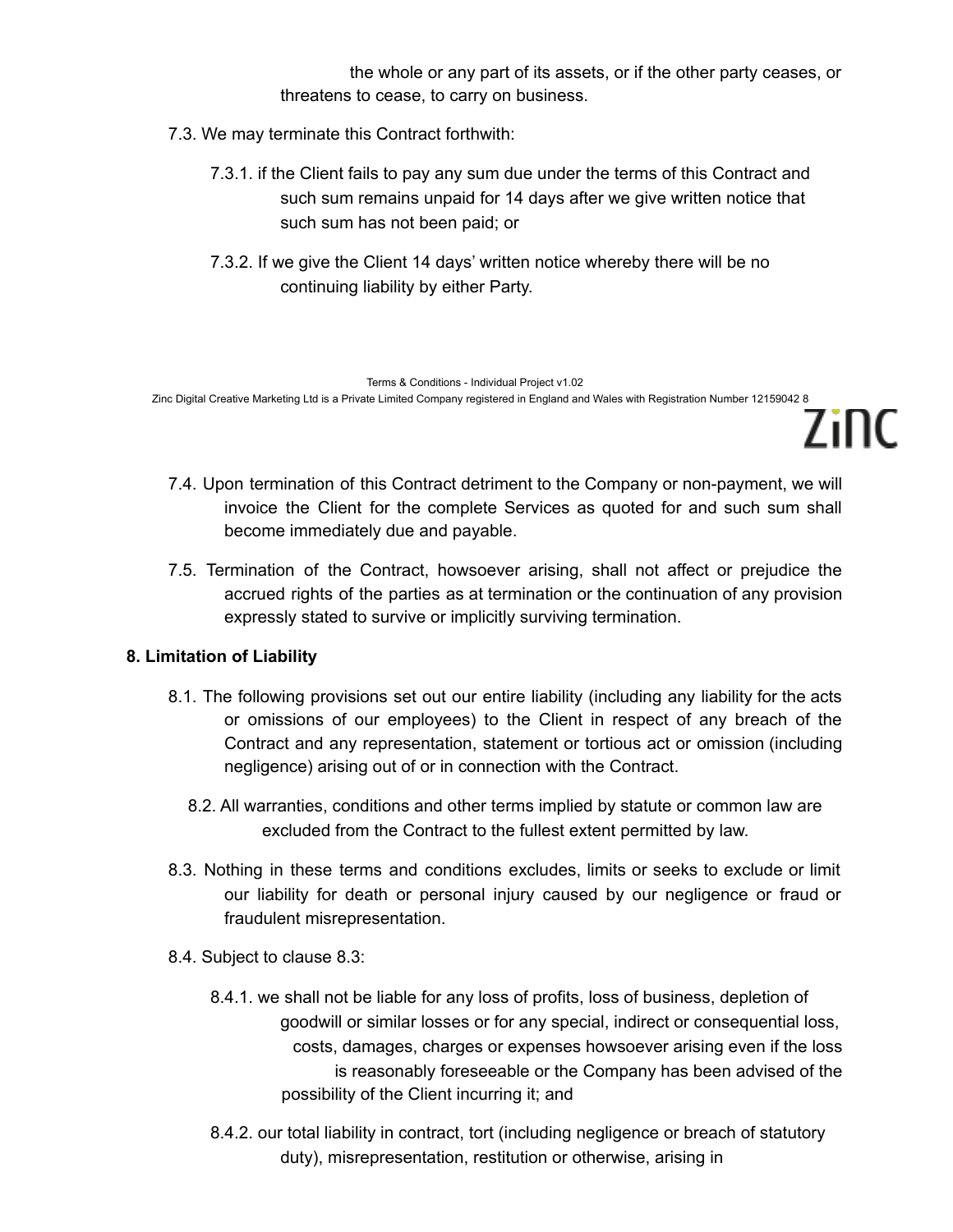the whole or any part of its assets, or if the other party ceases, or threatens to cease, to carry on business.

7.3. We may terminate this Contract forthwith:

7.3.1. if the Client fails to pay any sum due under the terms of this Contract and such sum remains unpaid for 14 days after we give written notice that such sum has not been paid; or

7.3.2. If we give the Client 14 days' written notice whereby there will be no continuing liability by either Party.

7.4. Upon termination of this Contract detriment to the Company or non-payment, we will invoice the Client for the complete Services as quoted for and such sum shall become immediately due and payable.

7.5. Termination of the Contract, howsoever arising, shall not affect or prejudice the accrued rights of the parties as at termination or the continuation of any provision expressly stated to survive or implicitly surviving termination.

**8. Limitation of Liability**

8.1. The following provisions set out our entire liability (including any liability for the acts or omissions of our employees) to the Client in respect of any breach of the Contract and any representation, statement or tortious act or omission (including negligence) arising out of or in connection with the Contract.

8.2. All warranties, conditions and other terms implied by statute or common law are excluded from the Contract to the fullest extent permitted by law.

8.3. Nothing in these terms and conditions excludes, limits or seeks to exclude or limit our liability for death or personal injury caused by our negligence or fraud or fraudulent misrepresentation.

8.4. Subject to clause 8.3:

8.4.1. we shall not be liable for any loss of profits, loss of business, depletion of goodwill or similar losses or for any special, indirect or consequential loss, costs, damages, charges or expenses howsoever arising even if the loss is reasonably foreseeable or the Company has been advised of the possibility of the Client incurring it; and

8.4.2. our total liability in contract, tort (including negligence or breach of statutory duty), misrepresentation, restitution or otherwise, arising in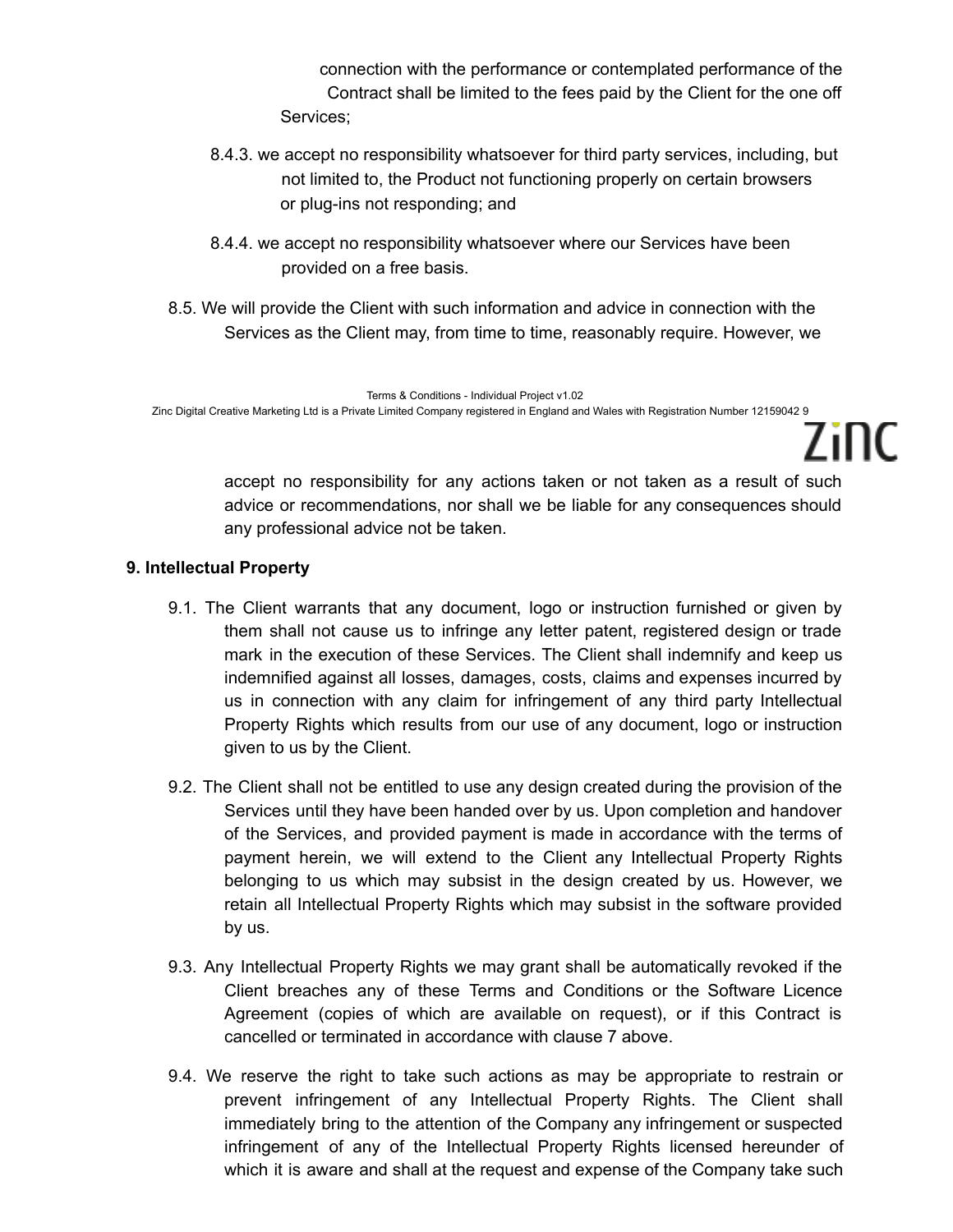connection with the performance or contemplated performance of the Contract shall be limited to the fees paid by the Client for the one off Services;

8.4.3. we accept no responsibility whatsoever for third party services, including, but not limited to, the Product not functioning properly on certain browsers or plug-ins not responding; and

8.4.4. we accept no responsibility whatsoever where our Services have been provided on a free basis.

8.5. We will provide the Client with such information and advice in connection with the Services as the Client may, from time to time, reasonably require. However, we accept no responsibility for any actions taken or not taken as a result of such advice or recommendations, nor shall we be liable for any consequences should any professional advice not be taken.

**9. Intellectual Property**

9.1. The Client warrants that any document, logo or instruction furnished or given by them shall not cause us to infringe any letter patent, registered design or trade mark in the execution of these Services. The Client shall indemnify and keep us indemnified against all losses, damages, costs, claims and expenses incurred by us in connection with any claim for infringement of any third party Intellectual Property Rights which results from our use of any document, logo or instruction given to us by the Client.

9.2. The Client shall not be entitled to use any design created during the provision of the Services until they have been handed over by us. Upon completion and handover of the Services, and provided payment is made in accordance with the terms of payment herein, we will extend to the Client any Intellectual Property Rights belonging to us which may subsist in the design created by us. However, we retain all Intellectual Property Rights which may subsist in the software provided by us.

9.3. Any Intellectual Property Rights we may grant shall be automatically revoked if the Client breaches any of these Terms and Conditions or the Software Licence Agreement (copies of which are available on request), or if this Contract is cancelled or terminated in accordance with clause 7 above.

9.4. We reserve the right to take such actions as may be appropriate to restrain or prevent infringement of any Intellectual Property Rights. The Client shall immediately bring to the attention of the Company any infringement or suspected infringement of any of the Intellectual Property Rights licensed hereunder of which it is aware and shall at the request and expense of the Company take such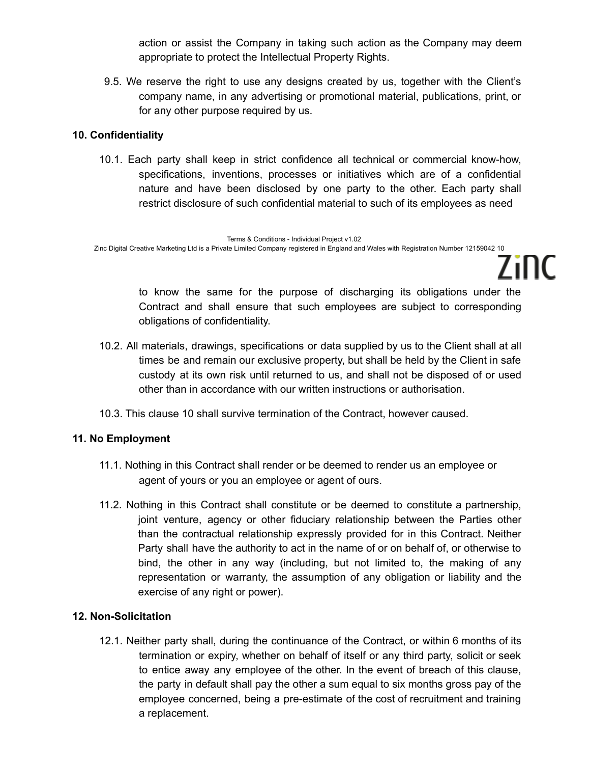action or assist the Company in taking such action as the Company may deem appropriate to protect the Intellectual Property Rights.

9.5. We reserve the right to use any designs created by us, together with the Client's company name, in any advertising or promotional material, publications, print, or for any other purpose required by us.

**10. Confidentiality**

10.1. Each party shall keep in strict confidence all technical or commercial know-how, specifications, inventions, processes or initiatives which are of a confidential nature and have been disclosed by one party to the other. Each party shall restrict disclosure of such confidential material to such of its employees as need to know the same for the purpose of discharging its obligations under the Contract and shall ensure that such employees are subject to corresponding obligations of confidentiality.

10.2. All materials, drawings, specifications or data supplied by us to the Client shall at all times be and remain our exclusive property, but shall be held by the Client in safe custody at its own risk until returned to us, and shall not be disposed of or used other than in accordance with our written instructions or authorisation.

10.3. This clause 10 shall survive termination of the Contract, however caused.

**11. No Employment**

11.1. Nothing in this Contract shall render or be deemed to render us an employee or agent of yours or you an employee or agent of ours.

11.2. Nothing in this Contract shall constitute or be deemed to constitute a partnership, joint venture, agency or other fiduciary relationship between the Parties other than the contractual relationship expressly provided for in this Contract. Neither Party shall have the authority to act in the name of or on behalf of, or otherwise to bind, the other in any way (including, but not limited to, the making of any representation or warranty, the assumption of any obligation or liability and the exercise of any right or power).

**12. Non-Solicitation**

12.1. Neither party shall, during the continuance of the Contract, or within 6 months of its termination or expiry, whether on behalf of itself or any third party, solicit or seek to entice away any employee of the other. In the event of breach of this clause, the party in default shall pay the other a sum equal to six months gross pay of the employee concerned, being a pre-estimate of the cost of recruitment and training a replacement.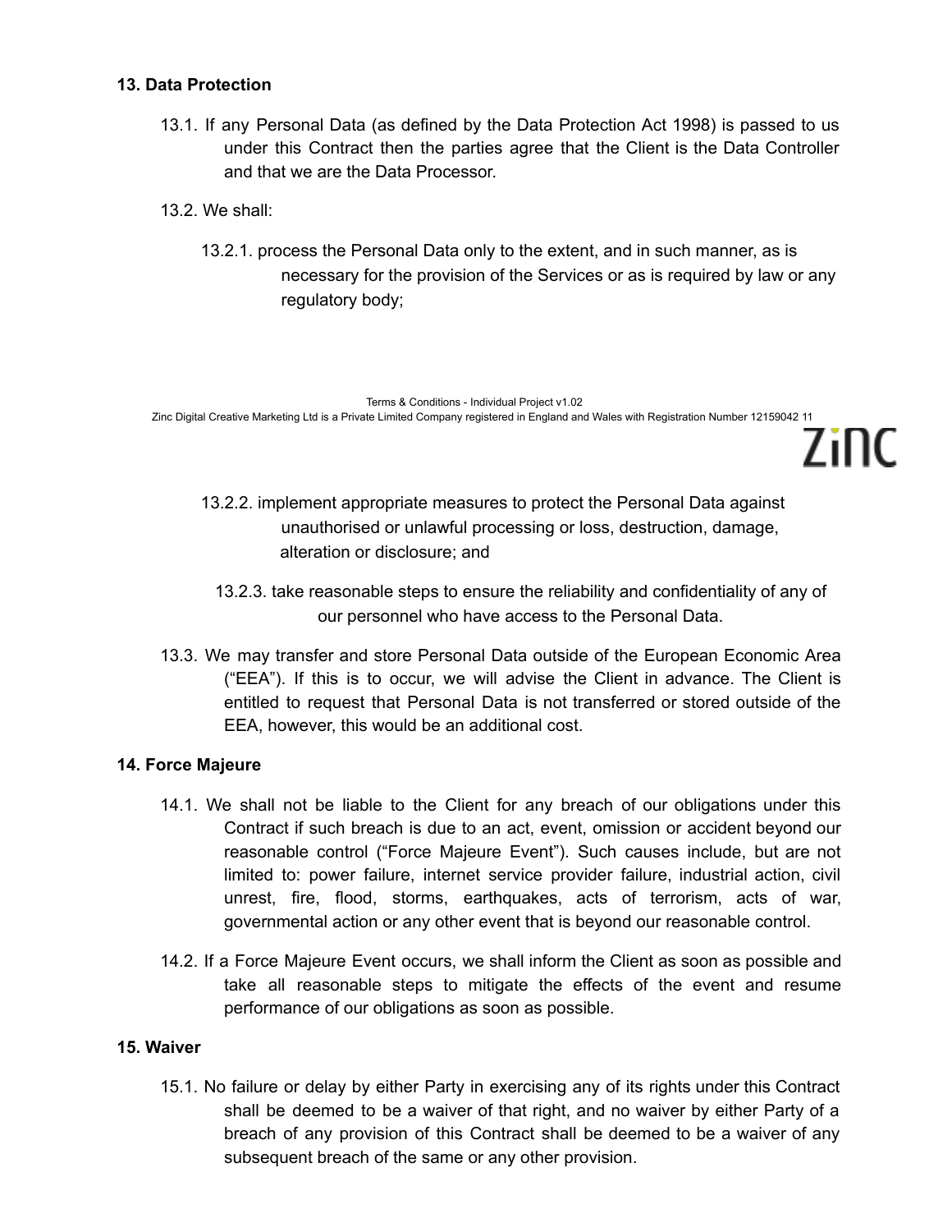### 13. Data Protection

13.1. If any Personal Data (as defined by the Data Protection Act 1998) is passed to us under this Contract then the parties agree that the Client is the Data Controller and that we are the Data Processor.

13.2. We shall:

13.2.1. process the Personal Data only to the extent, and in such manner, as is necessary for the provision of the Services or as is required by law or any regulatory body;

13.2.2. implement appropriate measures to protect the Personal Data against unauthorised or unlawful processing or loss, destruction, damage, alteration or disclosure; and

13.2.3. take reasonable steps to ensure the reliability and confidentiality of any of our personnel who have access to the Personal Data.

13.3. We may transfer and store Personal Data outside of the European Economic Area ("EEA"). If this is to occur, we will advise the Client in advance. The Client is entitled to request that Personal Data is not transferred or stored outside of the EEA, however, this would be an additional cost.

### 14. Force Majeure

14.1. We shall not be liable to the Client for any breach of our obligations under this Contract if such breach is due to an act, event, omission or accident beyond our reasonable control ("Force Majeure Event"). Such causes include, but are not limited to: power failure, internet service provider failure, industrial action, civil unrest, fire, flood, storms, earthquakes, acts of terrorism, acts of war, governmental action or any other event that is beyond our reasonable control.

14.2. If a Force Majeure Event occurs, we shall inform the Client as soon as possible and take all reasonable steps to mitigate the effects of the event and resume performance of our obligations as soon as possible.

### 15. Waiver

15.1. No failure or delay by either Party in exercising any of its rights under this Contract shall be deemed to be a waiver of that right, and no waiver by either Party of a breach of any provision of this Contract shall be deemed to be a waiver of any subsequent breach of the same or any other provision.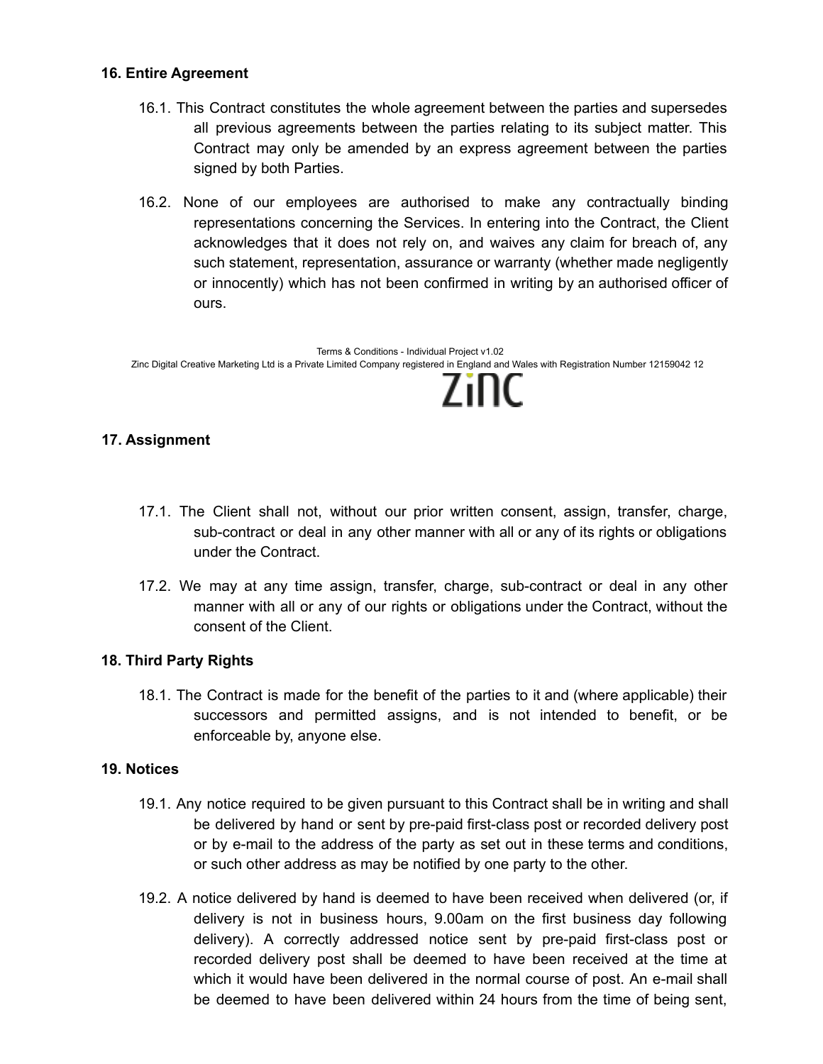## 16. Entire Agreement

16.1. This Contract constitutes the whole agreement between the parties and supersedes all previous agreements between the parties relating to its subject matter. This Contract may only be amended by an express agreement between the parties signed by both Parties.

16.2. None of our employees are authorised to make any contractually binding representations concerning the Services. In entering into the Contract, the Client acknowledges that it does not rely on, and waives any claim for breach of, any such statement, representation, assurance or warranty (whether made negligently or innocently) which has not been confirmed in writing by an authorised officer of ours.

## 17. Assignment

17.1. The Client shall not, without our prior written consent, assign, transfer, charge, sub-contract or deal in any other manner with all or any of its rights or obligations under the Contract.

17.2. We may at any time assign, transfer, charge, sub-contract or deal in any other manner with all or any of our rights or obligations under the Contract, without the consent of the Client.

## 18. Third Party Rights

18.1. The Contract is made for the benefit of the parties to it and (where applicable) their successors and permitted assigns, and is not intended to benefit, or be enforceable by, anyone else.

## 19. Notices

19.1. Any notice required to be given pursuant to this Contract shall be in writing and shall be delivered by hand or sent by pre-paid first-class post or recorded delivery post or by e-mail to the address of the party as set out in these terms and conditions, or such other address as may be notified by one party to the other.

19.2. A notice delivered by hand is deemed to have been received when delivered (or, if delivery is not in business hours, 9.00am on the first business day following delivery). A correctly addressed notice sent by pre-paid first-class post or recorded delivery post shall be deemed to have been received at the time at which it would have been delivered in the normal course of post. An e-mail shall be deemed to have been delivered within 24 hours from the time of being sent,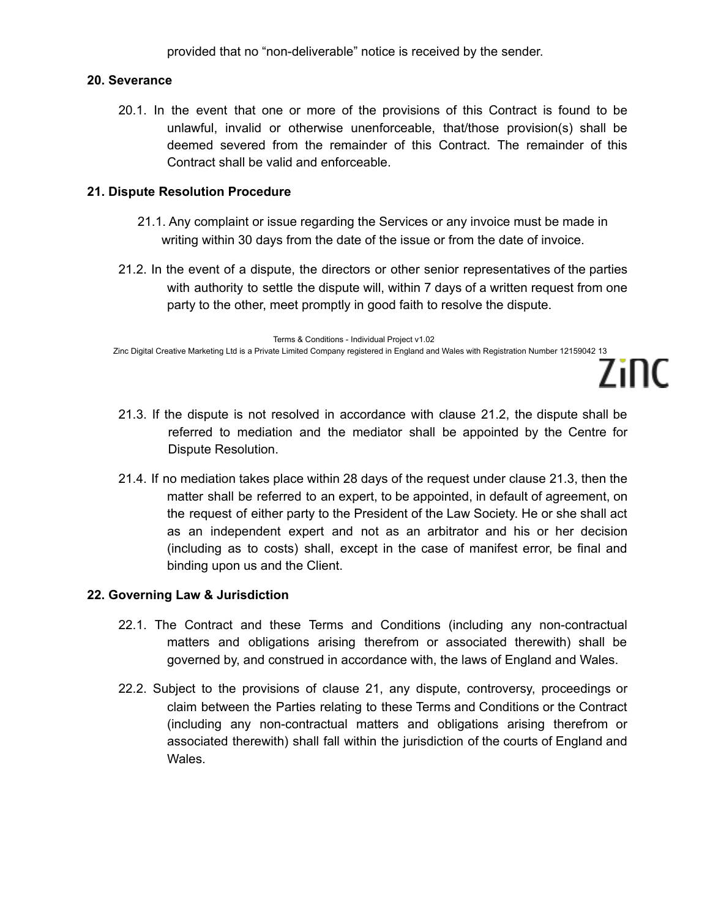provided that no "non-deliverable" notice is received by the sender.

**20. Severance**

20.1. In the event that one or more of the provisions of this Contract is found to be unlawful, invalid or otherwise unenforceable, that/those provision(s) shall be deemed severed from the remainder of this Contract. The remainder of this Contract shall be valid and enforceable.

**21. Dispute Resolution Procedure**

21.1. Any complaint or issue regarding the Services or any invoice must be made in writing within 30 days from the date of the issue or from the date of invoice.

21.2. In the event of a dispute, the directors or other senior representatives of the parties with authority to settle the dispute will, within 7 days of a written request from one party to the other, meet promptly in good faith to resolve the dispute.

21.3. If the dispute is not resolved in accordance with clause 21.2, the dispute shall be referred to mediation and the mediator shall be appointed by the Centre for Dispute Resolution.

21.4. If no mediation takes place within 28 days of the request under clause 21.3, then the matter shall be referred to an expert, to be appointed, in default of agreement, on the request of either party to the President of the Law Society. He or she shall act as an independent expert and not as an arbitrator and his or her decision (including as to costs) shall, except in the case of manifest error, be final and binding upon us and the Client.

**22. Governing Law & Jurisdiction**

22.1. The Contract and these Terms and Conditions (including any non-contractual matters and obligations arising therefrom or associated therewith) shall be governed by, and construed in accordance with, the laws of England and Wales.

22.2. Subject to the provisions of clause 21, any dispute, controversy, proceedings or claim between the Parties relating to these Terms and Conditions or the Contract (including any non-contractual matters and obligations arising therefrom or associated therewith) shall fall within the jurisdiction of the courts of England and Wales.